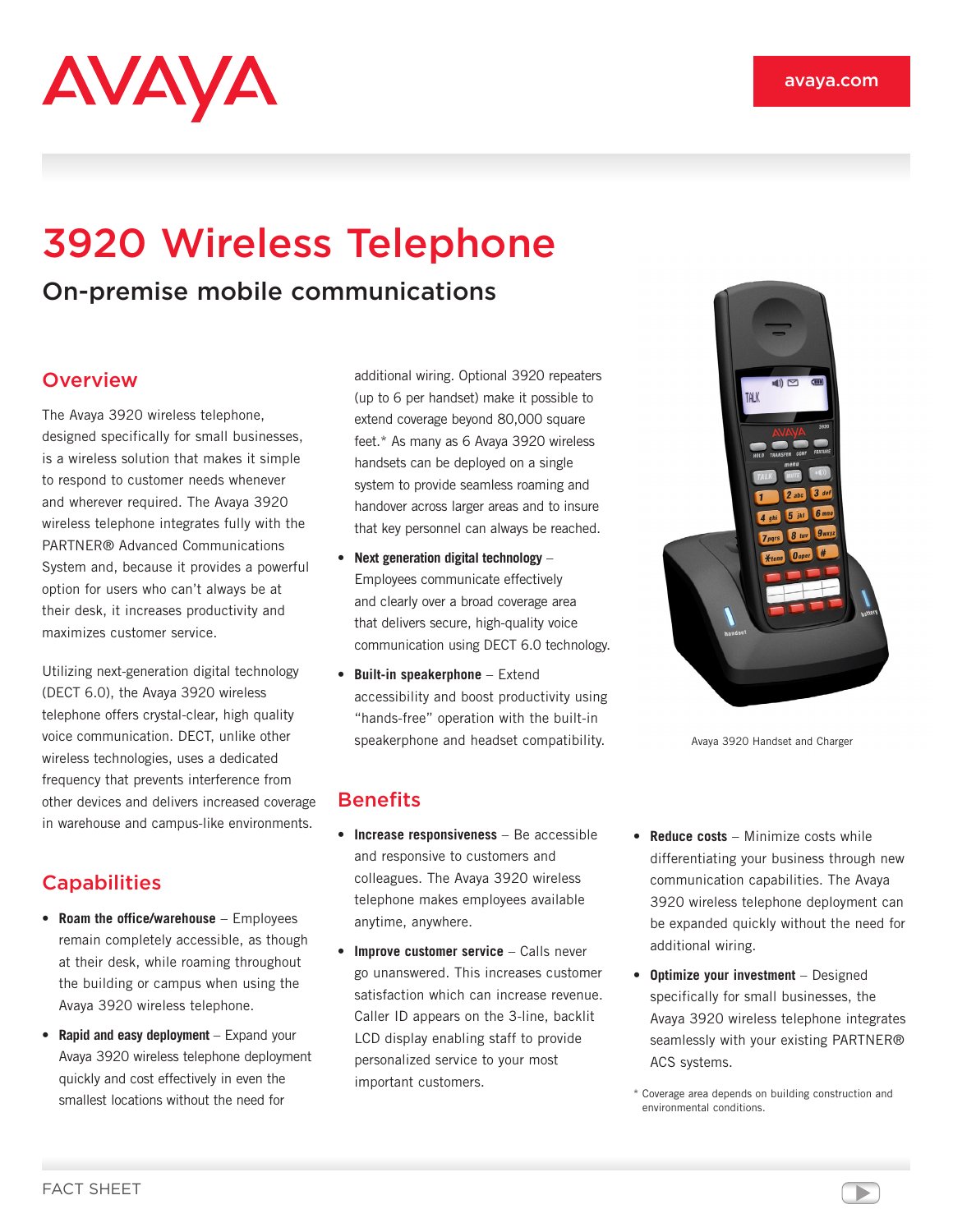AVAYA

avaya.com

# 3920 Wireless Telephone

## On-premise mobile communications

### Overview

The Avaya 3920 wireless telephone, designed specifically for small businesses, is a wireless solution that makes it simple to respond to customer needs whenever and wherever required. The Avaya 3920 wireless telephone integrates fully with the PARTNER® Advanced Communications System and, because it provides a powerful option for users who can't always be at their desk, it increases productivity and maximizes customer service.

Utilizing next-generation digital technology (DECT 6.0), the Avaya 3920 wireless telephone offers crystal-clear, high quality voice communication. DECT, unlike other wireless technologies, uses a dedicated frequency that prevents interference from other devices and delivers increased coverage in warehouse and campus-like environments.

### Capabilities

- **Roam the office/warehouse** – Employees remain completely accessible, as though at their desk, while roaming throughout the building or campus when using the Avaya 3920 wireless telephone.
- **Rapid and easy deployment** – Expand your Avaya 3920 wireless telephone deployment quickly and cost effectively in even the smallest locations without the need for additional wiring. Optional 3920 repeaters (up to 6 per handset) make it possible to extend coverage beyond 80,000 square feet.* As many as 6 Avaya 3920 wireless handsets can be deployed on a single system to provide seamless roaming and handover across larger areas and to insure that key personnel can always be reached.
- **Next generation digital technology** – Employees communicate effectively and clearly over a broad coverage area that delivers secure, high-quality voice communication using DECT 6.0 technology.
- **Built-in speakerphone** – Extend accessibility and boost productivity using "hands-free" operation with the built-in speakerphone and headset compatibility.

Avaya 3920 Handset and Charger

### Benefits

- **Increase responsiveness** – Be accessible and responsive to customers and colleagues. The Avaya 3920 wireless telephone makes employees available anytime, anywhere.
- **Improve customer service** – Calls never go unanswered. This increases customer satisfaction which can increase revenue. Caller ID appears on the 3-line, backlit LCD display enabling staff to provide personalized service to your most important customers.
- **Reduce costs** – Minimize costs while differentiating your business through new communication capabilities. The Avaya 3920 wireless telephone deployment can be expanded quickly without the need for additional wiring.
- **Optimize your investment** – Designed specifically for small businesses, the Avaya 3920 wireless telephone integrates seamlessly with your existing PARTNER® ACS systems.

\* Coverage area depends on building construction and environmental conditions.

FACT SHEET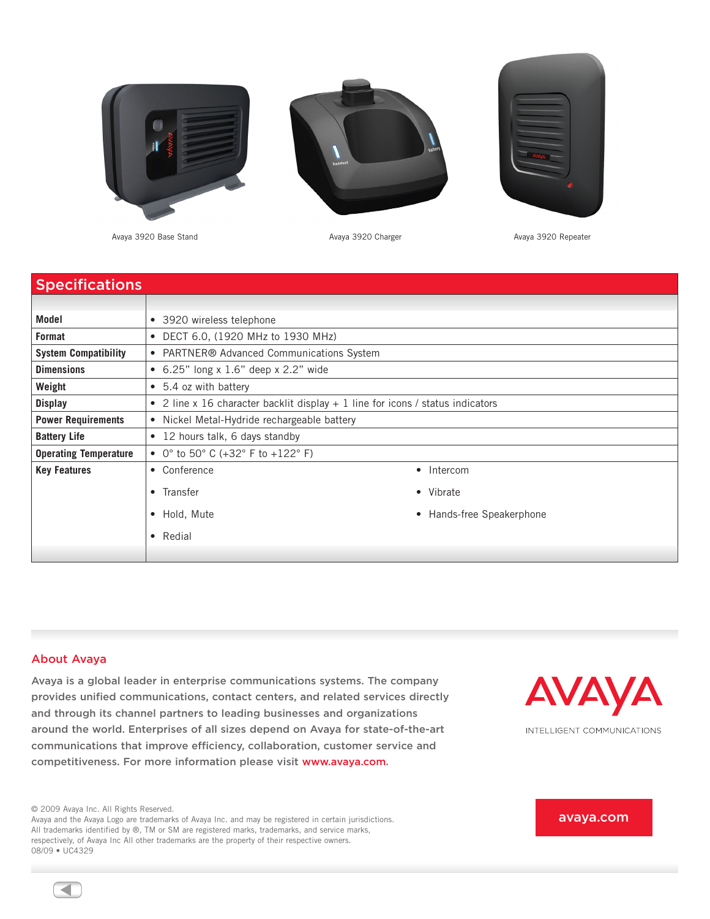Avaya 3920 Base Stand

Avaya 3920 Charger

Avaya 3920 Repeater

## Specifications

| | |
|---|---|
| **Model** | • 3920 wireless telephone |
| **Format** | • DECT 6.0, (1920 MHz to 1930 MHz) |
| **System Compatibility** | • PARTNER® Advanced Communications System |
| **Dimensions** | • 6.25" long x 1.6" deep x 2.2" wide |
| **Weight** | • 5.4 oz with battery |
| **Display** | • 2 line x 16 character backlit display + 1 line for icons / status indicators |
| **Power Requirements** | • Nickel Metal-Hydride rechargeable battery |
| **Battery Life** | • 12 hours talk, 6 days standby |
| **Operating Temperature** | • 0° to 50° C (+32° F to +122° F) |
| **Key Features** | • Conference • Transfer • Hold, Mute • Redial • Intercom • Vibrate • Hands-free Speakerphone |

### About Avaya

Avaya is a global leader in enterprise communications systems. The company provides unified communications, contact centers, and related services directly and through its channel partners to leading businesses and organizations around the world. Enterprises of all sizes depend on Avaya for state-of-the-art communications that improve efficiency, collaboration, customer service and competitiveness. For more information please visit www.avaya.com.

AVAYA

INTELLIGENT COMMUNICATIONS

© 2009 Avaya Inc. All Rights Reserved.
Avaya and the Avaya Logo are trademarks of Avaya Inc. and may be registered in certain jurisdictions.
All trademarks identified by ®, TM or SM are registered marks, trademarks, and service marks, respectively, of Avaya Inc All other trademarks are the property of their respective owners.
08/09 • UC4329

avaya.com